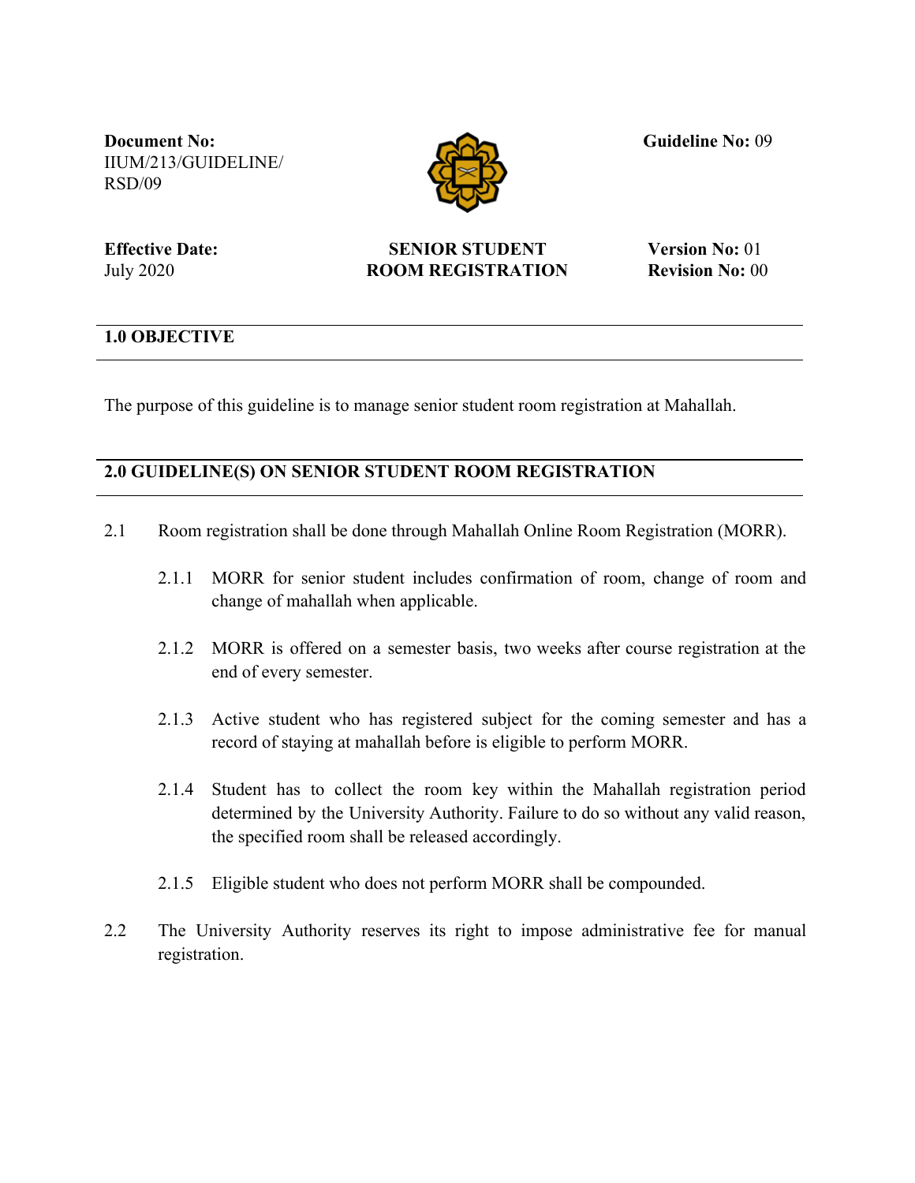**Document No:** IIUM/213/GUIDELINE/RSD/09

**Guideline No:** 09

**Effective Date:** July 2020

**SENIOR STUDENT ROOM REGISTRATION**

**Version No:** 01
**Revision No:** 00

## 1.0 OBJECTIVE

The purpose of this guideline is to manage senior student room registration at Mahallah.

## 2.0 GUIDELINE(S) ON SENIOR STUDENT ROOM REGISTRATION

2.1 Room registration shall be done through Mahallah Online Room Registration (MORR).

- 2.1.1 MORR for senior student includes confirmation of room, change of room and change of mahallah when applicable.

- 2.1.2 MORR is offered on a semester basis, two weeks after course registration at the end of every semester.

- 2.1.3 Active student who has registered subject for the coming semester and has a record of staying at mahallah before is eligible to perform MORR.

- 2.1.4 Student has to collect the room key within the Mahallah registration period determined by the University Authority. Failure to do so without any valid reason, the specified room shall be released accordingly.

- 2.1.5 Eligible student who does not perform MORR shall be compounded.

2.2 The University Authority reserves its right to impose administrative fee for manual registration.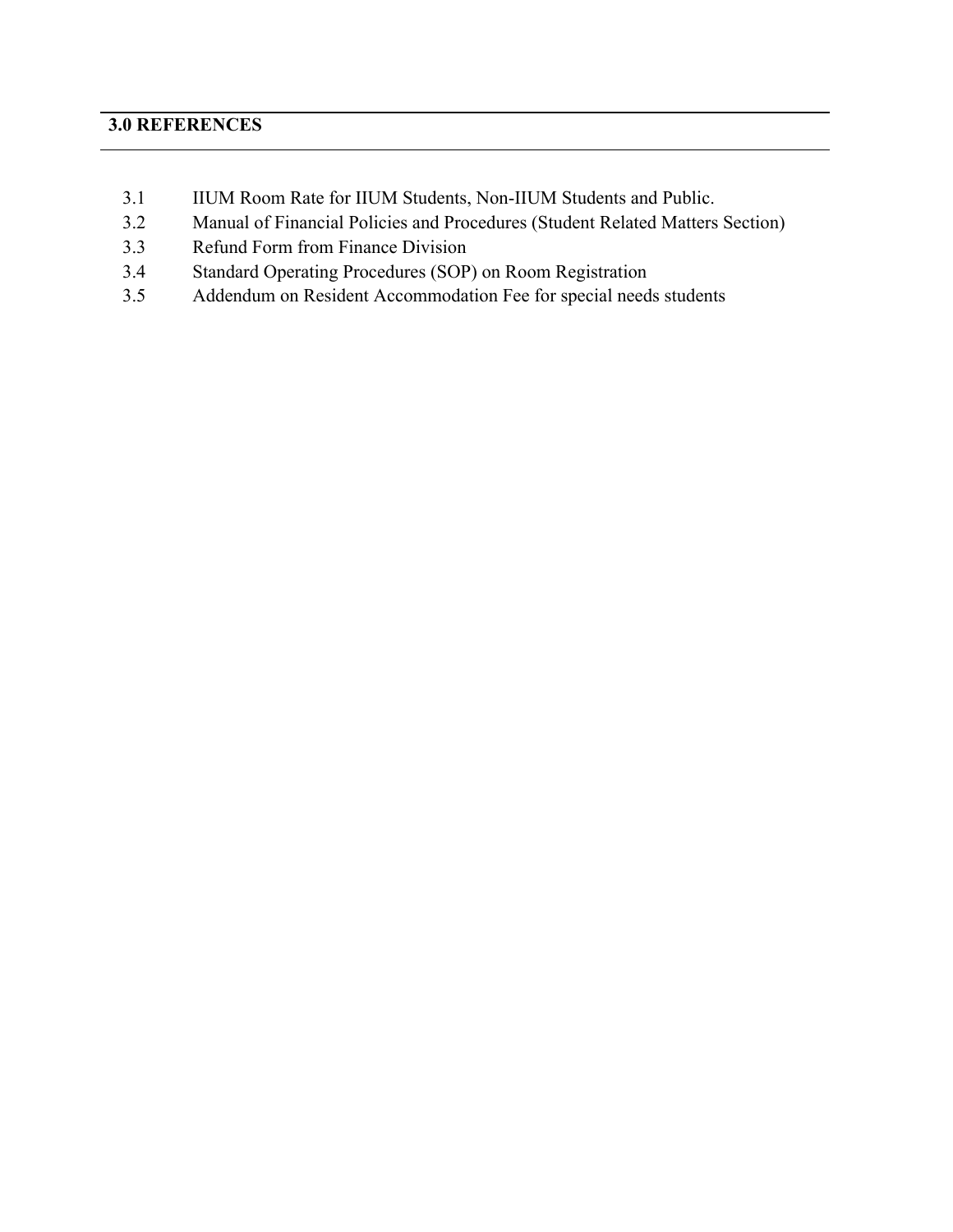## 3.0 REFERENCES

3.1 IIUM Room Rate for IIUM Students, Non-IIUM Students and Public.

3.2 Manual of Financial Policies and Procedures (Student Related Matters Section)

3.3 Refund Form from Finance Division

3.4 Standard Operating Procedures (SOP) on Room Registration

3.5 Addendum on Resident Accommodation Fee for special needs students